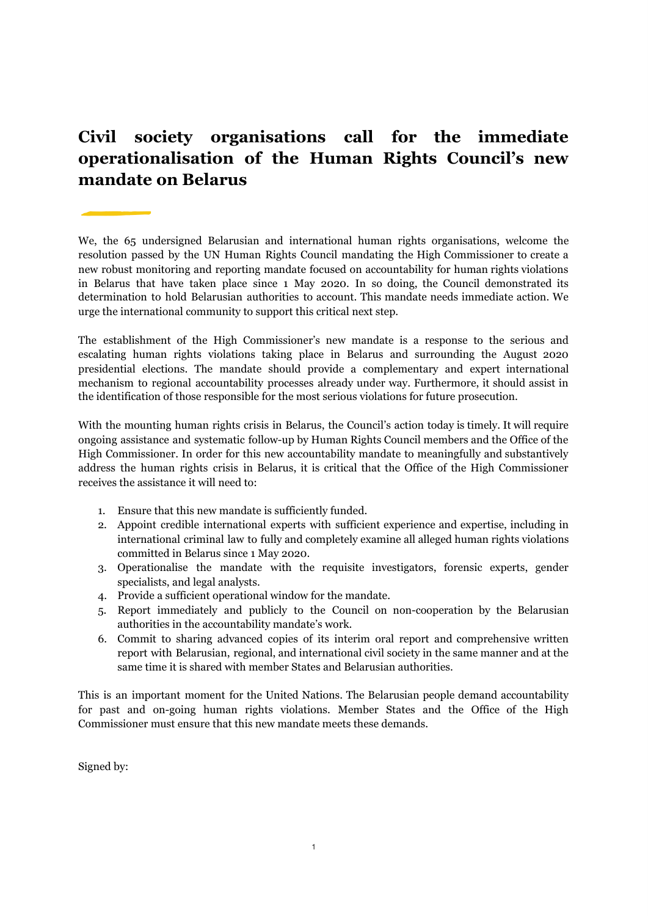# Civil society organisations call for the immediate operationalisation of the Human Rights Council's new mandate on Belarus

We, the 65 undersigned Belarusian and international human rights organisations, welcome the resolution passed by the UN Human Rights Council mandating the High Commissioner to create a new robust monitoring and reporting mandate focused on accountability for human rights violations in Belarus that have taken place since 1 May 2020. In so doing, the Council demonstrated its determination to hold Belarusian authorities to account. This mandate needs immediate action. We urge the international community to support this critical next step.

The establishment of the High Commissioner's new mandate is a response to the serious and escalating human rights violations taking place in Belarus and surrounding the August 2020 presidential elections. The mandate should provide a complementary and expert international mechanism to regional accountability processes already under way. Furthermore, it should assist in the identification of those responsible for the most serious violations for future prosecution.

With the mounting human rights crisis in Belarus, the Council's action today is timely. It will require ongoing assistance and systematic follow-up by Human Rights Council members and the Office of the High Commissioner. In order for this new accountability mandate to meaningfully and substantively address the human rights crisis in Belarus, it is critical that the Office of the High Commissioner receives the assistance it will need to:

1. Ensure that this new mandate is sufficiently funded.
2. Appoint credible international experts with sufficient experience and expertise, including in international criminal law to fully and completely examine all alleged human rights violations committed in Belarus since 1 May 2020.
3. Operationalise the mandate with the requisite investigators, forensic experts, gender specialists, and legal analysts.
4. Provide a sufficient operational window for the mandate.
5. Report immediately and publicly to the Council on non-cooperation by the Belarusian authorities in the accountability mandate's work.
6. Commit to sharing advanced copies of its interim oral report and comprehensive written report with Belarusian, regional, and international civil society in the same manner and at the same time it is shared with member States and Belarusian authorities.

This is an important moment for the United Nations. The Belarusian people demand accountability for past and on-going human rights violations. Member States and the Office of the High Commissioner must ensure that this new mandate meets these demands.

Signed by: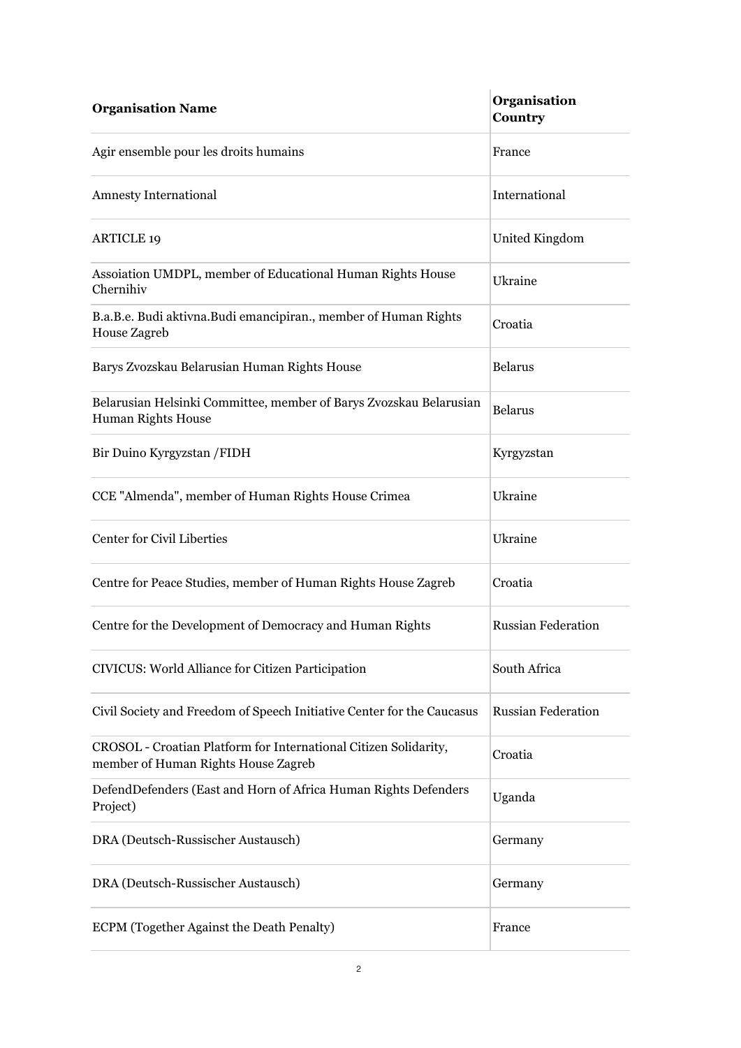| Organisation Name | Organisation Country |
|---|---|
| Agir ensemble pour les droits humains | France |
| Amnesty International | International |
| ARTICLE 19 | United Kingdom |
| Assoiation UMDPL, member of Educational Human Rights House Chernihiv | Ukraine |
| B.a.B.e. Budi aktivna.Budi emancipiran., member of Human Rights House Zagreb | Croatia |
| Barys Zvozskau Belarusian Human Rights House | Belarus |
| Belarusian Helsinki Committee, member of Barys Zvozskau Belarusian Human Rights House | Belarus |
| Bir Duino Kyrgyzstan /FIDH | Kyrgyzstan |
| CCE "Almenda", member of Human Rights House Crimea | Ukraine |
| Center for Civil Liberties | Ukraine |
| Centre for Peace Studies, member of Human Rights House Zagreb | Croatia |
| Centre for the Development of Democracy and Human Rights | Russian Federation |
| CIVICUS: World Alliance for Citizen Participation | South Africa |
| Civil Society and Freedom of Speech Initiative Center for the Caucasus | Russian Federation |
| CROSOL - Croatian Platform for International Citizen Solidarity, member of Human Rights House Zagreb | Croatia |
| DefendDefenders (East and Horn of Africa Human Rights Defenders Project) | Uganda |
| DRA (Deutsch-Russischer Austausch) | Germany |
| DRA (Deutsch-Russischer Austausch) | Germany |
| ECPM (Together Against the Death Penalty) | France |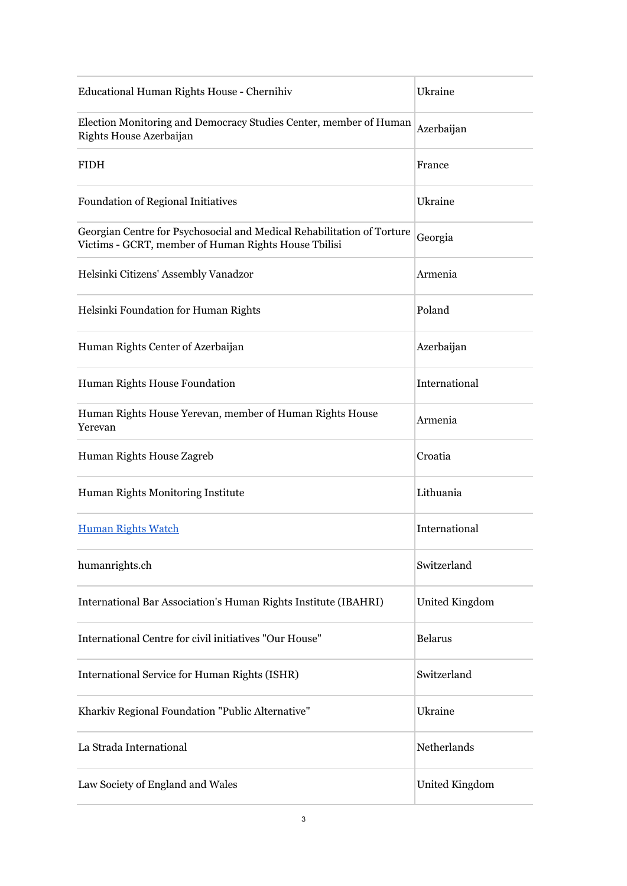| | |
|---|---|
| Educational Human Rights House - Chernihiv | Ukraine |
| Election Monitoring and Democracy Studies Center, member of Human Rights House Azerbaijan | Azerbaijan |
| FIDH | France |
| Foundation of Regional Initiatives | Ukraine |
| Georgian Centre for Psychosocial and Medical Rehabilitation of Torture Victims - GCRT, member of Human Rights House Tbilisi | Georgia |
| Helsinki Citizens' Assembly Vanadzor | Armenia |
| Helsinki Foundation for Human Rights | Poland |
| Human Rights Center of Azerbaijan | Azerbaijan |
| Human Rights House Foundation | International |
| Human Rights House Yerevan, member of Human Rights House Yerevan | Armenia |
| Human Rights House Zagreb | Croatia |
| Human Rights Monitoring Institute | Lithuania |
| Human Rights Watch | International |
| humanrights.ch | Switzerland |
| International Bar Association's Human Rights Institute (IBAHRI) | United Kingdom |
| International Centre for civil initiatives "Our House" | Belarus |
| International Service for Human Rights (ISHR) | Switzerland |
| Kharkiv Regional Foundation "Public Alternative" | Ukraine |
| La Strada International | Netherlands |
| Law Society of England and Wales | United Kingdom |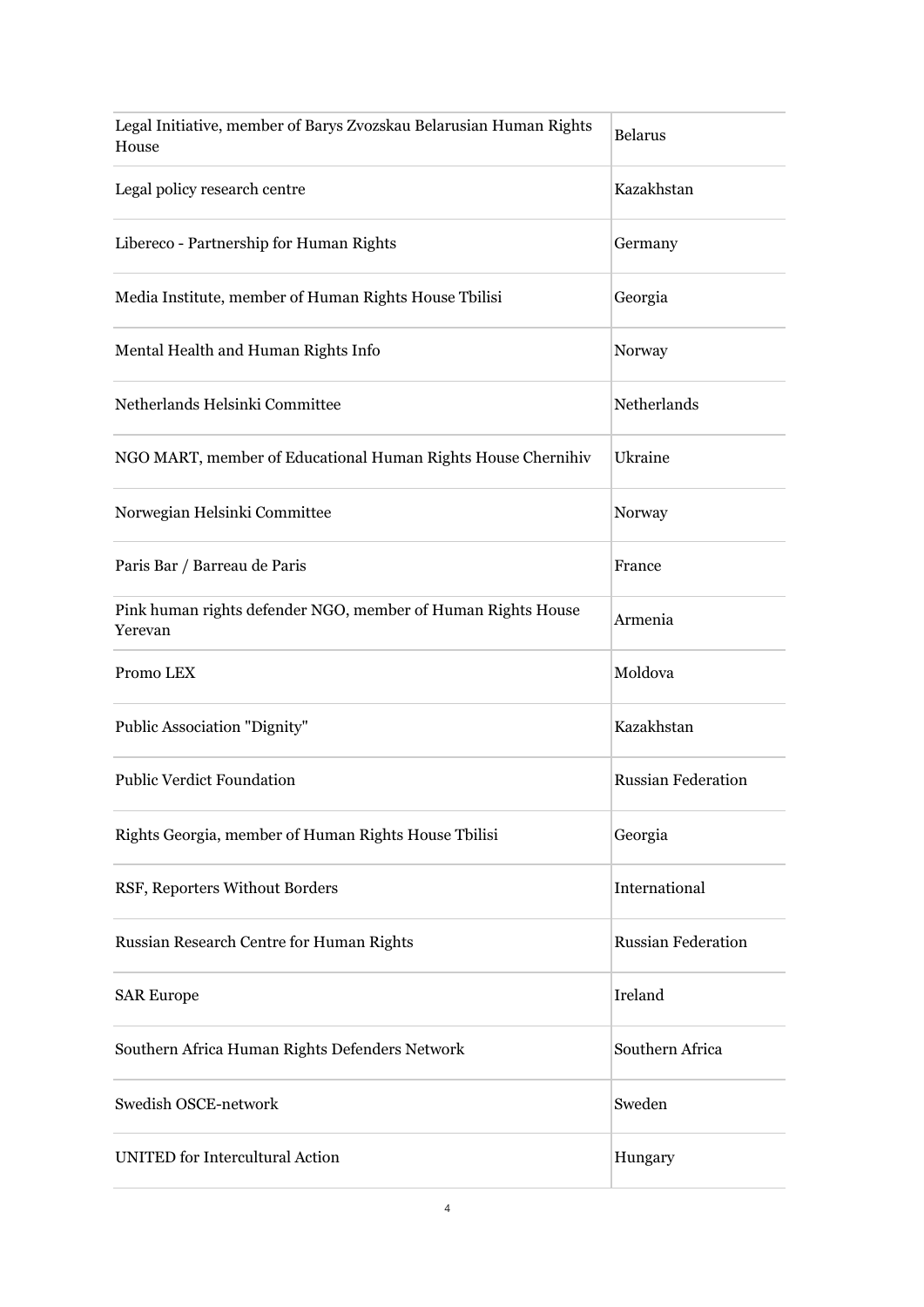| | |
|---|---|
| Legal Initiative, member of Barys Zvozskau Belarusian Human Rights House | Belarus |
| Legal policy research centre | Kazakhstan |
| Libereco - Partnership for Human Rights | Germany |
| Media Institute, member of Human Rights House Tbilisi | Georgia |
| Mental Health and Human Rights Info | Norway |
| Netherlands Helsinki Committee | Netherlands |
| NGO MART, member of Educational Human Rights House Chernihiv | Ukraine |
| Norwegian Helsinki Committee | Norway |
| Paris Bar / Barreau de Paris | France |
| Pink human rights defender NGO, member of Human Rights House Yerevan | Armenia |
| Promo LEX | Moldova |
| Public Association "Dignity" | Kazakhstan |
| Public Verdict Foundation | Russian Federation |
| Rights Georgia, member of Human Rights House Tbilisi | Georgia |
| RSF, Reporters Without Borders | International |
| Russian Research Centre for Human Rights | Russian Federation |
| SAR Europe | Ireland |
| Southern Africa Human Rights Defenders Network | Southern Africa |
| Swedish OSCE-network | Sweden |
| UNITED for Intercultural Action | Hungary |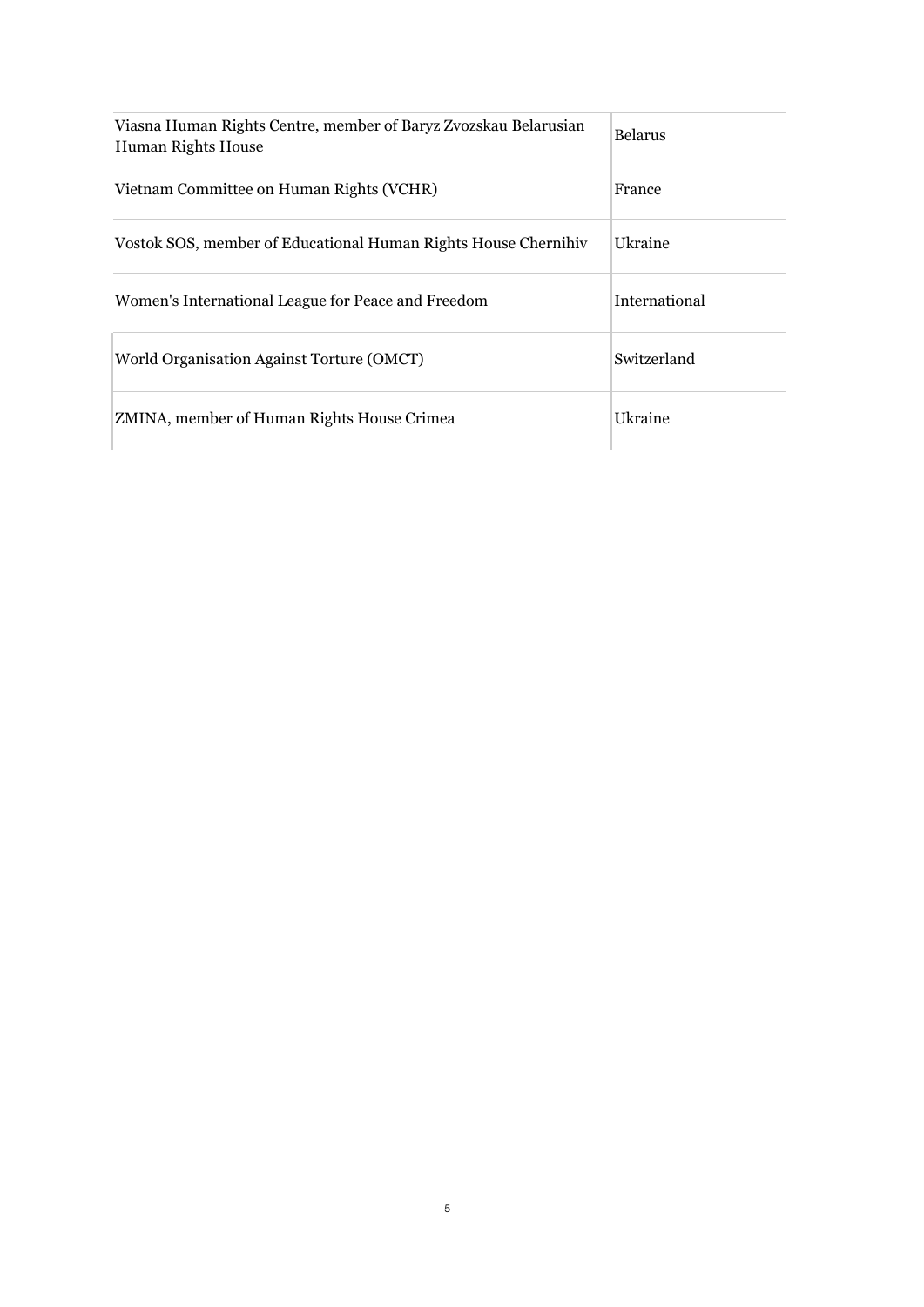| | |
|---|---|
| Viasna Human Rights Centre, member of Baryz Zvozskau Belarusian Human Rights House | Belarus |
| Vietnam Committee on Human Rights (VCHR) | France |
| Vostok SOS, member of Educational Human Rights House Chernihiv | Ukraine |
| Women's International League for Peace and Freedom | International |
| World Organisation Against Torture (OMCT) | Switzerland |
| ZMINA, member of Human Rights House Crimea | Ukraine |